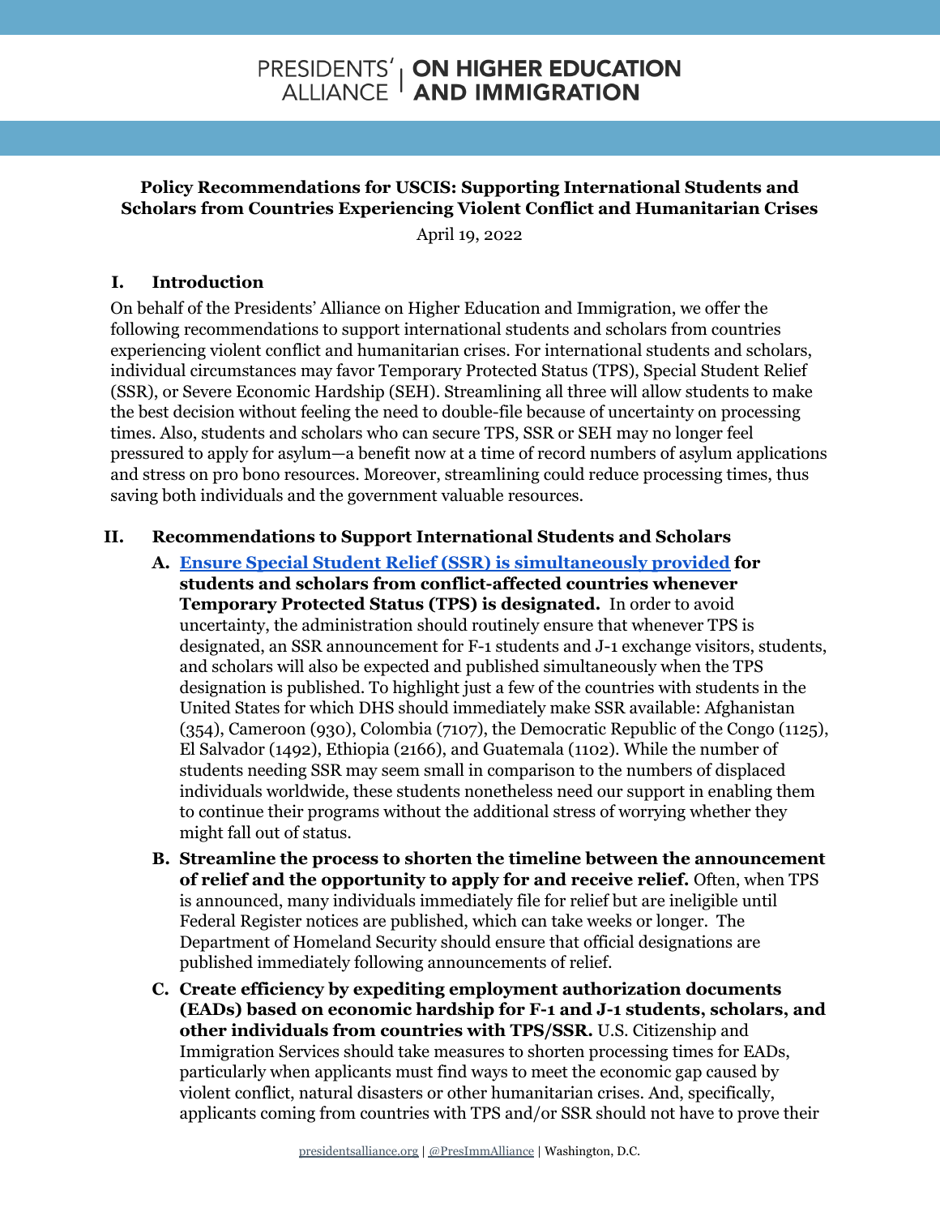PRESIDENTS' ALLIANCE | ON HIGHER EDUCATION AND IMMIGRATION

**Policy Recommendations for USCIS: Supporting International Students and Scholars from Countries Experiencing Violent Conflict and Humanitarian Crises**

April 19, 2022

## I. Introduction

On behalf of the Presidents' Alliance on Higher Education and Immigration, we offer the following recommendations to support international students and scholars from countries experiencing violent conflict and humanitarian crises. For international students and scholars, individual circumstances may favor Temporary Protected Status (TPS), Special Student Relief (SSR), or Severe Economic Hardship (SEH). Streamlining all three will allow students to make the best decision without feeling the need to double-file because of uncertainty on processing times. Also, students and scholars who can secure TPS, SSR or SEH may no longer feel pressured to apply for asylum—a benefit now at a time of record numbers of asylum applications and stress on pro bono resources. Moreover, streamlining could reduce processing times, thus saving both individuals and the government valuable resources.

## II. Recommendations to Support International Students and Scholars

**A. Ensure Special Student Relief (SSR) is simultaneously provided for students and scholars from conflict-affected countries whenever Temporary Protected Status (TPS) is designated.** In order to avoid uncertainty, the administration should routinely ensure that whenever TPS is designated, an SSR announcement for F-1 students and J-1 exchange visitors, students, and scholars will also be expected and published simultaneously when the TPS designation is published. To highlight just a few of the countries with students in the United States for which DHS should immediately make SSR available: Afghanistan (354), Cameroon (930), Colombia (7107), the Democratic Republic of the Congo (1125), El Salvador (1492), Ethiopia (2166), and Guatemala (1102). While the number of students needing SSR may seem small in comparison to the numbers of displaced individuals worldwide, these students nonetheless need our support in enabling them to continue their programs without the additional stress of worrying whether they might fall out of status.

**B. Streamline the process to shorten the timeline between the announcement of relief and the opportunity to apply for and receive relief.** Often, when TPS is announced, many individuals immediately file for relief but are ineligible until Federal Register notices are published, which can take weeks or longer. The Department of Homeland Security should ensure that official designations are published immediately following announcements of relief.

**C. Create efficiency by expediting employment authorization documents (EADs) based on economic hardship for F-1 and J-1 students, scholars, and other individuals from countries with TPS/SSR.** U.S. Citizenship and Immigration Services should take measures to shorten processing times for EADs, particularly when applicants must find ways to meet the economic gap caused by violent conflict, natural disasters or other humanitarian crises. And, specifically, applicants coming from countries with TPS and/or SSR should not have to prove their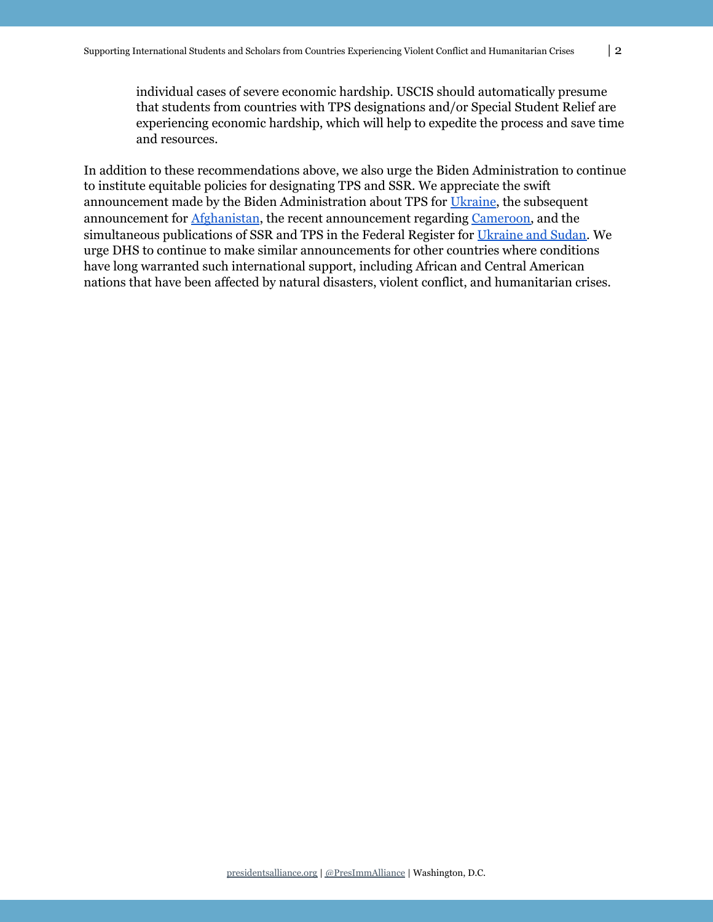individual cases of severe economic hardship. USCIS should automatically presume that students from countries with TPS designations and/or Special Student Relief are experiencing economic hardship, which will help to expedite the process and save time and resources.

In addition to these recommendations above, we also urge the Biden Administration to continue to institute equitable policies for designating TPS and SSR. We appreciate the swift announcement made by the Biden Administration about TPS for Ukraine, the subsequent announcement for Afghanistan, the recent announcement regarding Cameroon, and the simultaneous publications of SSR and TPS in the Federal Register for Ukraine and Sudan. We urge DHS to continue to make similar announcements for other countries where conditions have long warranted such international support, including African and Central American nations that have been affected by natural disasters, violent conflict, and humanitarian crises.